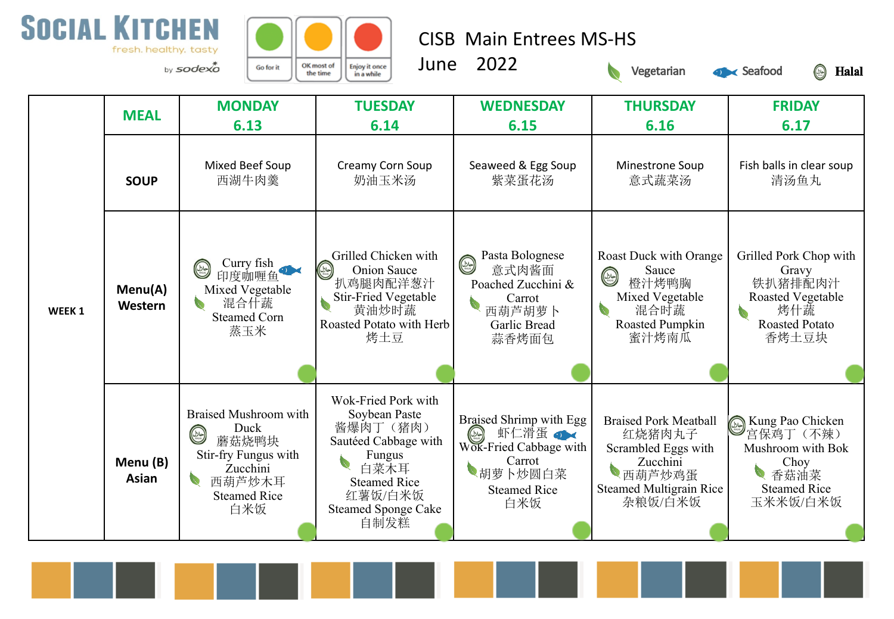**SOCIAL KITCHEN**
fresh. healthy. tasty
by sodexo

Go for it | OK most of the time | Enjoy it once in a while

# CISB Main Entrees MS-HS
## June 2022

Vegetarian | Seafood | Halal

| | MEAL | MONDAY 6.13 | TUESDAY 6.14 | WEDNESDAY 6.15 | THURSDAY 6.16 | FRIDAY 6.17 |
|---|---|---|---|---|---|---|
| WEEK 1 | SOUP | Mixed Beef Soup 西湖牛肉羹 | Creamy Corn Soup 奶油玉米汤 | Seaweed & Egg Soup 紫菜蛋花汤 | Minestrone Soup 意式蔬菜汤 | Fish balls in clear soup 清汤鱼丸 |
| | Menu(A) Western | Curry fish 印度咖喱鱼 Mixed Vegetable 混合什蔬 Steamed Corn 蒸玉米 | Grilled Chicken with Onion Sauce 扒鸡腿肉配洋葱汁 Stir-Fried Vegetable 黄油炒时蔬 Roasted Potato with Herb 烤土豆 | Pasta Bolognese 意式肉酱面 Poached Zucchini & Carrot 西葫芦胡萝卜 Garlic Bread 蒜香烤面包 | Roast Duck with Orange Sauce 橙汁烤鸭胸 Mixed Vegetable 混合时蔬 Roasted Pumpkin 蜜汁烤南瓜 | Grilled Pork Chop with Gravy 铁扒猪排配肉汁 Roasted Vegetable 烤什蔬 Roasted Potato 香烤土豆块 |
| | Menu (B) Asian | Braised Mushroom with Duck 蘑菇烧鸭块 Stir-fry Fungus with Zucchini 西葫芦炒木耳 Steamed Rice 白米饭 | Wok-Fried Pork with Soybean Paste 酱爆肉丁（猪肉） Sautéed Cabbage with Fungus 白菜木耳 Steamed Rice 红薯饭/白米饭 Steamed Sponge Cake 自制发糕 | Braised Shrimp with Egg 虾仁滑蛋 Wok-Fried Cabbage with Carrot 胡萝卜炒圆白菜 Steamed Rice 白米饭 | Braised Pork Meatball 红烧猪肉丸子 Scrambled Eggs with Zucchini 西葫芦炒鸡蛋 Steamed Multigrain Rice 杂粮饭/白米饭 | Kung Pao Chicken 宫保鸡丁（不辣） Mushroom with Bok Choy 香菇油菜 Steamed Rice 玉米米饭/白米饭 |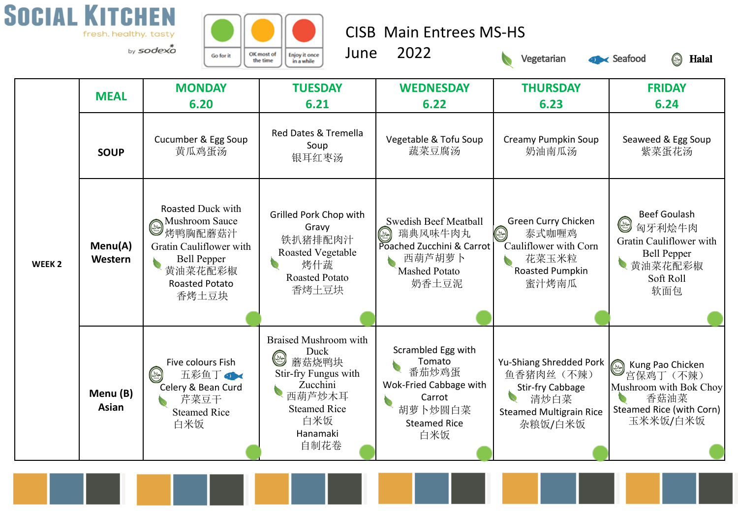# SOCIAL KITCHEN

fresh. healthy. tasty

by sodexo

Go for it | OK most of the time | Enjoy it once in a while

CISB Main Entrees MS-HS

June 2022

Vegetarian | Seafood | Halal

| | MEAL | MONDAY 6.20 | TUESDAY 6.21 | WEDNESDAY 6.22 | THURSDAY 6.23 | FRIDAY 6.24 |
|---|---|---|---|---|---|---|
| WEEK 2 | SOUP | Cucumber & Egg Soup 黄瓜鸡蛋汤 | Red Dates & Tremella Soup 银耳红枣汤 | Vegetable & Tofu Soup 蔬菜豆腐汤 | Creamy Pumpkin Soup 奶油南瓜汤 | Seaweed & Egg Soup 紫菜蛋花汤 |
| | Menu(A) Western | Roasted Duck with Mushroom Sauce 烤鸭胸配蘑菇汁 Gratin Cauliflower with Bell Pepper 黄油菜花配彩椒 Roasted Potato 香烤土豆块 | Grilled Pork Chop with Gravy 铁扒猪排配肉汁 Roasted Vegetable 烤什蔬 Roasted Potato 香烤土豆块 | Swedish Beef Meatball 瑞典风味牛肉丸 Poached Zucchini & Carrot 西葫芦胡萝卜 Mashed Potato 奶香土豆泥 | Green Curry Chicken 泰式咖喱鸡 Cauliflower with Corn 花菜玉米粒 Roasted Pumpkin 蜜汁烤南瓜 | Beef Goulash 匈牙利烩牛肉 Gratin Cauliflower with Bell Pepper 黄油菜花配彩椒 Soft Roll 软面包 |
| | Menu (B) Asian | Five colours Fish 五彩鱼丁 Celery & Bean Curd 芹菜豆干 Steamed Rice 白米饭 | Braised Mushroom with Duck 蘑菇烧鸭块 Stir-fry Fungus with Zucchini 西葫芦炒木耳 Steamed Rice 白米饭 Hanamaki 自制花卷 | Scrambled Egg with Tomato 番茄炒鸡蛋 Wok-Fried Cabbage with Carrot 胡萝卜炒圆白菜 Steamed Rice 白米饭 | Yu-Shiang Shredded Pork 鱼香猪肉丝（不辣） Stir-fry Cabbage 清炒白菜 Steamed Multigrain Rice 杂粮饭/白米饭 | Kung Pao Chicken 宫保鸡丁（不辣） Mushroom with Bok Choy 香菇油菜 Steamed Rice (with Corn) 玉米米饭/白米饭 |